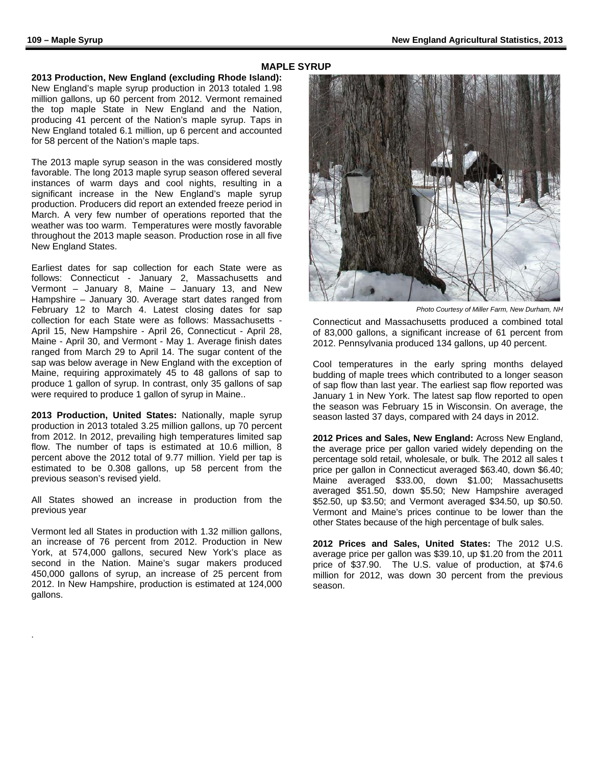# MAPLE SYRUP

**2013 Production, New England (excluding Rhode Island):** New England's maple syrup production in 2013 totaled 1.98 million gallons, up 60 percent from 2012. Vermont remained the top maple State in New England and the Nation, producing 41 percent of the Nation's maple syrup. Taps in New England totaled 6.1 million, up 6 percent and accounted for 58 percent of the Nation's maple taps.

The 2013 maple syrup season in the was considered mostly favorable. The long 2013 maple syrup season offered several instances of warm days and cool nights, resulting in a significant increase in the New England's maple syrup production. Producers did report an extended freeze period in March. A very few number of operations reported that the weather was too warm. Temperatures were mostly favorable throughout the 2013 maple season. Production rose in all five New England States.

Earliest dates for sap collection for each State were as follows: Connecticut - January 2, Massachusetts and Vermont – January 8, Maine – January 13, and New Hampshire – January 30. Average start dates ranged from February 12 to March 4. Latest closing dates for sap collection for each State were as follows: Massachusetts - April 15, New Hampshire - April 26, Connecticut - April 28, Maine - April 30, and Vermont - May 1. Average finish dates ranged from March 29 to April 14. The sugar content of the sap was below average in New England with the exception of Maine, requiring approximately 45 to 48 gallons of sap to produce 1 gallon of syrup. In contrast, only 35 gallons of sap were required to produce 1 gallon of syrup in Maine..

**2013 Production, United States:** Nationally, maple syrup production in 2013 totaled 3.25 million gallons, up 70 percent from 2012. In 2012, prevailing high temperatures limited sap flow. The number of taps is estimated at 10.6 million, 8 percent above the 2012 total of 9.77 million. Yield per tap is estimated to be 0.308 gallons, up 58 percent from the previous season's revised yield.

All States showed an increase in production from the previous year

Vermont led all States in production with 1.32 million gallons, an increase of 76 percent from 2012. Production in New York, at 574,000 gallons, secured New York's place as second in the Nation. Maine's sugar makers produced 450,000 gallons of syrup, an increase of 25 percent from 2012. In New Hampshire, production is estimated at 124,000 gallons.

*Photo Courtesy of Miller Farm, New Durham, NH*

Connecticut and Massachusetts produced a combined total of 83,000 gallons, a significant increase of 61 percent from 2012. Pennsylvania produced 134 gallons, up 40 percent.

Cool temperatures in the early spring months delayed budding of maple trees which contributed to a longer season of sap flow than last year. The earliest sap flow reported was January 1 in New York. The latest sap flow reported to open the season was February 15 in Wisconsin. On average, the season lasted 37 days, compared with 24 days in 2012.

**2012 Prices and Sales, New England:** Across New England, the average price per gallon varied widely depending on the percentage sold retail, wholesale, or bulk. The 2012 all sales t price per gallon in Connecticut averaged $63.40, down $6.40; Maine averaged $33.00, down $1.00; Massachusetts averaged $51.50, down $5.50; New Hampshire averaged $52.50, up $3.50; and Vermont averaged $34.50, up $0.50. Vermont and Maine's prices continue to be lower than the other States because of the high percentage of bulk sales.

**2012 Prices and Sales, United States:** The 2012 U.S. average price per gallon was $39.10, up $1.20 from the 2011 price of $37.90. The U.S. value of production, at $74.6 million for 2012, was down 30 percent from the previous season.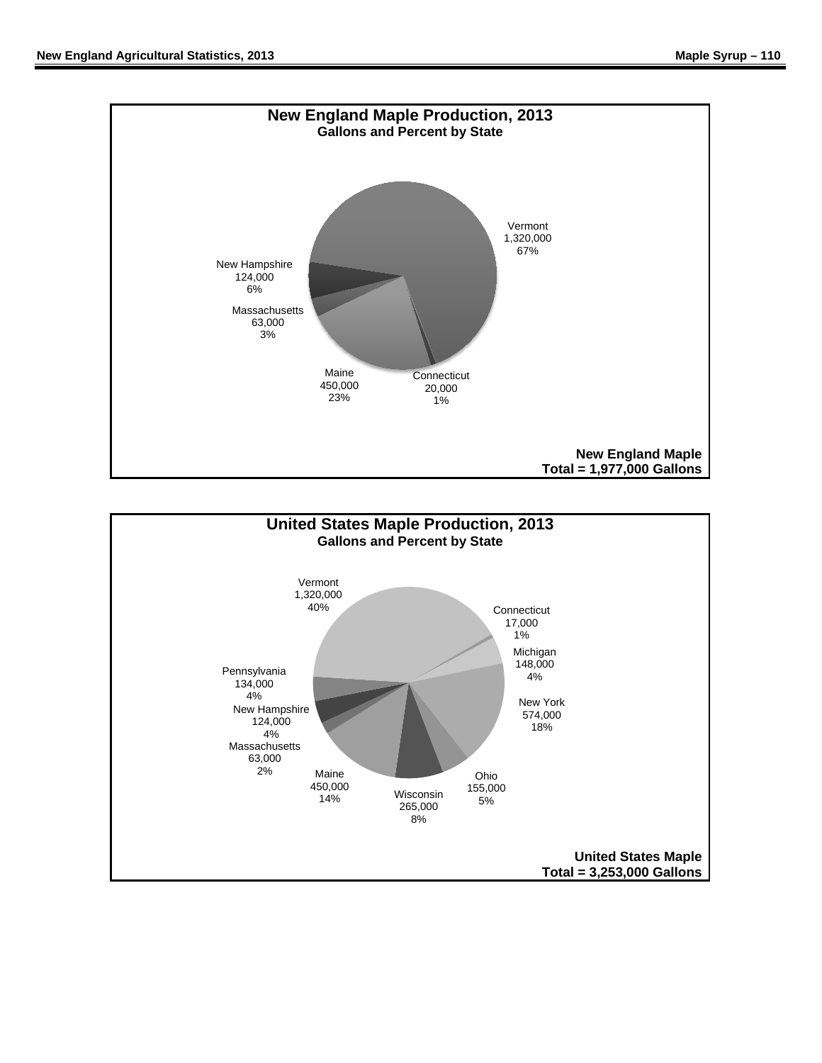## New England Maple Production, 2013

### Gallons and Percent by State

| State | Gallons | Percent |
| --- | --- | --- |
| Vermont | 1,320,000 | 67% |
| New Hampshire | 124,000 | 6% |
| Massachusetts | 63,000 | 3% |
| Maine | 450,000 | 23% |
| Connecticut | 20,000 | 1% |

**New England Maple**
**Total = 1,977,000 Gallons**

## United States Maple Production, 2013

### Gallons and Percent by State

| State | Gallons | Percent |
| --- | --- | --- |
| Vermont | 1,320,000 | 40% |
| Connecticut | 17,000 | 1% |
| Michigan | 148,000 | 4% |
| New York | 574,000 | 18% |
| Ohio | 155,000 | 5% |
| Wisconsin | 265,000 | 8% |
| Maine | 450,000 | 14% |
| Massachusetts | 63,000 | 2% |
| New Hampshire | 124,000 | 4% |
| Pennsylvania | 134,000 | 4% |

**United States Maple**
**Total = 3,253,000 Gallons**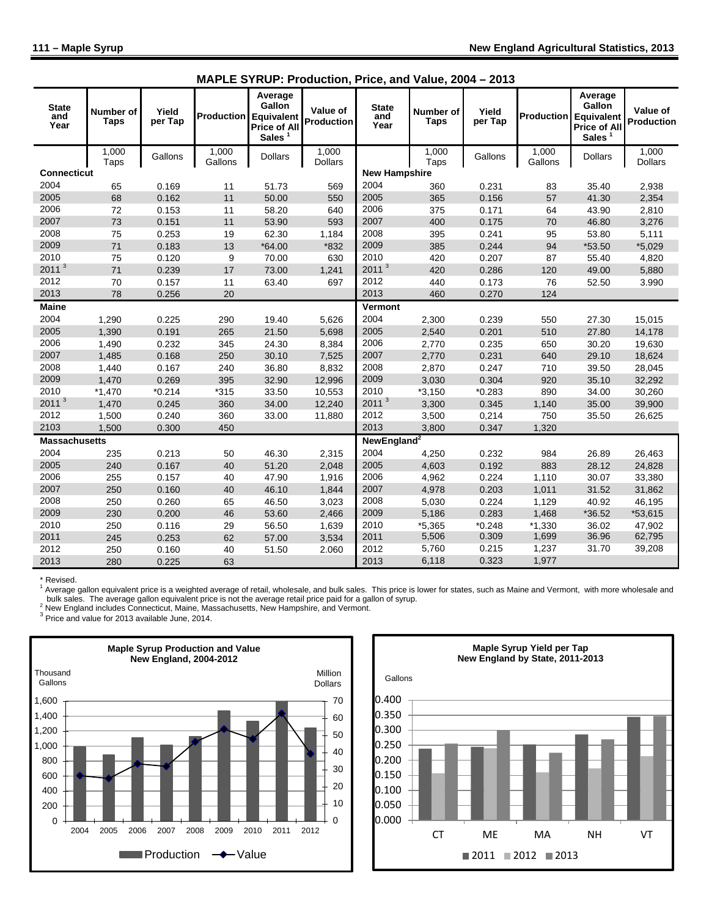## MAPLE SYRUP: Production, Price, and Value, 2004 – 2013

| State and Year | Number of Taps | Yield per Tap | Production | Average Gallon Equivalent Price of All Sales [1] | Value of Production | State and Year | Number of Taps | Yield per Tap | Production | Average Gallon Equivalent Price of All Sales [1] | Value of Production |
|---|---|---|---|---|---|---|---|---|---|---|---|
| | 1,000 Taps | Gallons | 1,000 Gallons | Dollars | 1,000 Dollars | | 1,000 Taps | Gallons | 1,000 Gallons | Dollars | 1,000 Dollars |
| **Connecticut** | | | | | | **New Hampshire** | | | | | |
| 2004 | 65 | 0.169 | 11 | 51.73 | 569 | 2004 | 360 | 0.231 | 83 | 35.40 | 2,938 |
| 2005 | 68 | 0.162 | 11 | 50.00 | 550 | 2005 | 365 | 0.156 | 57 | 41.30 | 2,354 |
| 2006 | 72 | 0.153 | 11 | 58.20 | 640 | 2006 | 375 | 0.171 | 64 | 43.90 | 2,810 |
| 2007 | 73 | 0.151 | 11 | 53.90 | 593 | 2007 | 400 | 0.175 | 70 | 46.80 | 3,276 |
| 2008 | 75 | 0.253 | 19 | 62.30 | 1,184 | 2008 | 395 | 0.241 | 95 | 53.80 | 5,111 |
| 2009 | 71 | 0.183 | 13 | *64.00 | *832 | 2009 | 385 | 0.244 | 94 | *53.50 | *5,029 |
| 2010 | 75 | 0.120 | 9 | 70.00 | 630 | 2010 | 420 | 0.207 | 87 | 55.40 | 4,820 |
| 2011 [3] | 71 | 0.239 | 17 | 73.00 | 1,241 | 2011 [3] | 420 | 0.286 | 120 | 49.00 | 5,880 |
| 2012 | 70 | 0.157 | 11 | 63.40 | 697 | 2012 | 440 | 0.173 | 76 | 52.50 | 3.990 |
| 2013 | 78 | 0.256 | 20 | | | 2013 | 460 | 0.270 | 124 | | |
| **Maine** | | | | | | **Vermont** | | | | | |
| 2004 | 1,290 | 0.225 | 290 | 19.40 | 5,626 | 2004 | 2,300 | 0.239 | 550 | 27.30 | 15,015 |
| 2005 | 1,390 | 0.191 | 265 | 21.50 | 5,698 | 2005 | 2,540 | 0.201 | 510 | 27.80 | 14,178 |
| 2006 | 1,490 | 0.232 | 345 | 24.30 | 8,384 | 2006 | 2,770 | 0.235 | 650 | 30.20 | 19,630 |
| 2007 | 1,485 | 0.168 | 250 | 30.10 | 7,525 | 2007 | 2,770 | 0.231 | 640 | 29.10 | 18,624 |
| 2008 | 1,440 | 0.167 | 240 | 36.80 | 8,832 | 2008 | 2,870 | 0.247 | 710 | 39.50 | 28,045 |
| 2009 | 1,470 | 0.269 | 395 | 32.90 | 12,996 | 2009 | 3,030 | 0.304 | 920 | 35.10 | 32,292 |
| 2010 | *1,470 | *0.214 | *315 | 33.50 | 10,553 | 2010 | *3,150 | *0.283 | 890 | 34.00 | 30,260 |
| 2011 [3] | 1,470 | 0.245 | 360 | 34.00 | 12,240 | 2011 [3] | 3,300 | 0.345 | 1,140 | 35.00 | 39,900 |
| 2012 | 1,500 | 0.240 | 360 | 33.00 | 11,880 | 2012 | 3,500 | 0,214 | 750 | 35.50 | 26,625 |
| 2103 | 1,500 | 0.300 | 450 | | | 2013 | 3,800 | 0.347 | 1,320 | | |
| **Massachusetts** | | | | | | **NewEngland [2]** | | | | | |
| 2004 | 235 | 0.213 | 50 | 46.30 | 2,315 | 2004 | 4,250 | 0.232 | 984 | 26.89 | 26,463 |
| 2005 | 240 | 0.167 | 40 | 51.20 | 2,048 | 2005 | 4,603 | 0.192 | 883 | 28.12 | 24,828 |
| 2006 | 255 | 0.157 | 40 | 47.90 | 1,916 | 2006 | 4,962 | 0.224 | 1,110 | 30.07 | 33,380 |
| 2007 | 250 | 0.160 | 40 | 46.10 | 1,844 | 2007 | 4,978 | 0.203 | 1,011 | 31.52 | 31,862 |
| 2008 | 250 | 0.260 | 65 | 46.50 | 3,023 | 2008 | 5,030 | 0.224 | 1,129 | 40.92 | 46,195 |
| 2009 | 230 | 0.200 | 46 | 53.60 | 2,466 | 2009 | 5,186 | 0.283 | 1,468 | *36.52 | *53,615 |
| 2010 | 250 | 0.116 | 29 | 56.50 | 1,639 | 2010 | *5,365 | *0.248 | *1,330 | 36.02 | 47,902 |
| 2011 | 245 | 0.253 | 62 | 57.00 | 3,534 | 2011 | 5,506 | 0.309 | 1,699 | 36.96 | 62,795 |
| 2012 | 250 | 0.160 | 40 | 51.50 | 2.060 | 2012 | 5,760 | 0.215 | 1,237 | 31.70 | 39,208 |
| 2013 | 280 | 0.225 | 63 | | | 2013 | 6,118 | 0.323 | 1,977 | | |

\* Revised.

[1] Average gallon equivalent price is a weighted average of retail, wholesale, and bulk sales. This price is lower for states, such as Maine and Vermont, with more wholesale and bulk sales. The average gallon equivalent price is not the average retail price paid for a gallon of syrup.

[2] New England includes Connecticut, Maine, Massachusetts, New Hampshire, and Vermont.

[3] Price and value for 2013 available June, 2014.

**Maple Syrup Production and Value New England, 2004-2012**

**Maple Syrup Yield per Tap New England by State, 2011-2013**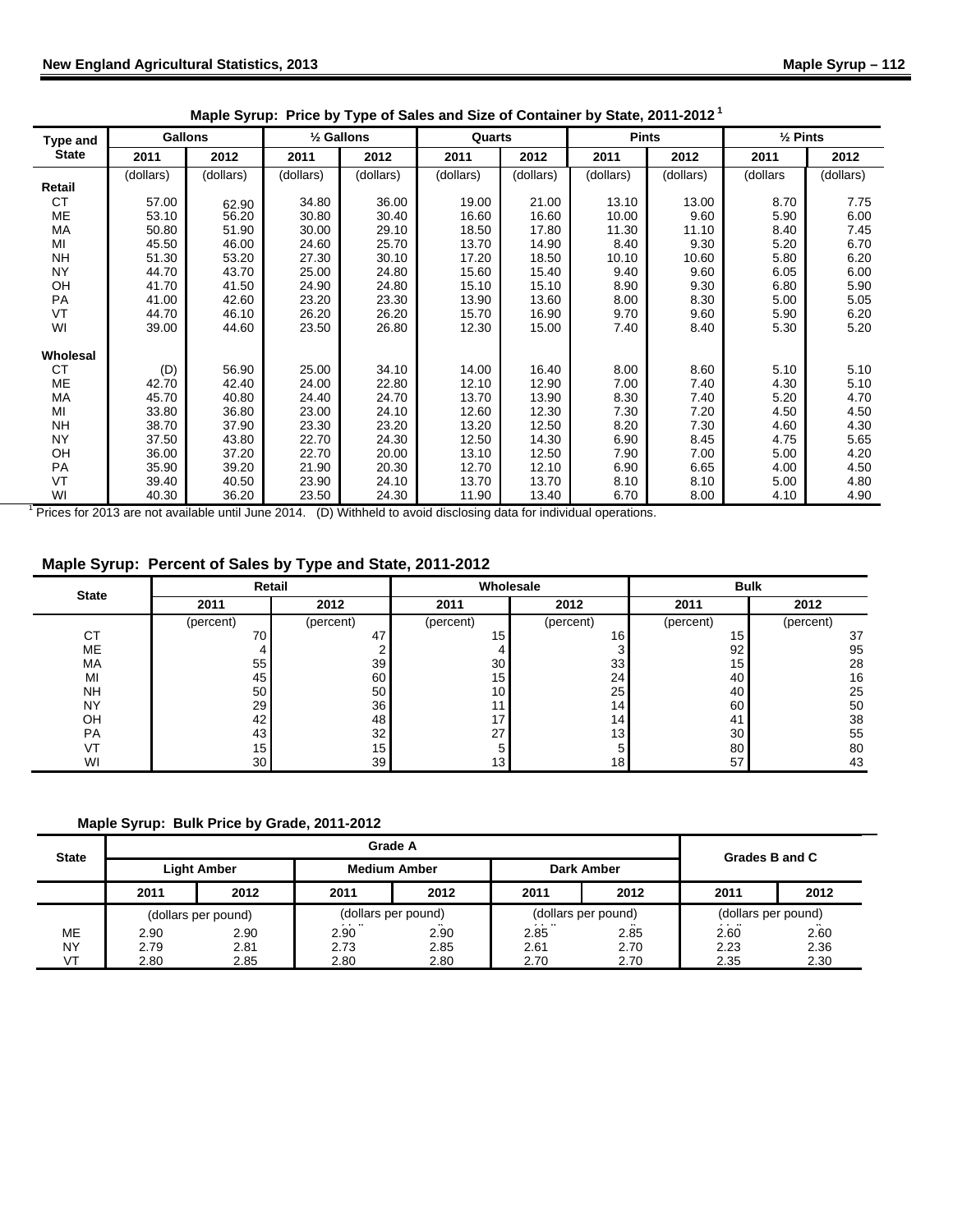## Maple Syrup: Price by Type of Sales and Size of Container by State, 2011-2012 [1]

| Type and State | Gallons | | ½ Gallons | | Quarts | | Pints | | ½ Pints | |
|---|---|---|---|---|---|---|---|---|---|---|
| | 2011 | 2012 | 2011 | 2012 | 2011 | 2012 | 2011 | 2012 | 2011 | 2012 |
| | (dollars) | (dollars) | (dollars) | (dollars) | (dollars) | (dollars) | (dollars) | (dollars) | (dollars | (dollars) |
| **Retail** | | | | | | | | | | |
| CT | 57.00 | 62.90 | 34.80 | 36.00 | 19.00 | 21.00 | 13.10 | 13.00 | 8.70 | 7.75 |
| ME | 53.10 | 56.20 | 30.80 | 30.40 | 16.60 | 16.60 | 10.00 | 9.60 | 5.90 | 6.00 |
| MA | 50.80 | 51.90 | 30.00 | 29.10 | 18.50 | 17.80 | 11.30 | 11.10 | 8.40 | 7.45 |
| MI | 45.50 | 46.00 | 24.60 | 25.70 | 13.70 | 14.90 | 8.40 | 9.30 | 5.20 | 6.70 |
| NH | 51.30 | 53.20 | 27.30 | 30.10 | 17.20 | 18.50 | 10.10 | 10.60 | 5.80 | 6.20 |
| NY | 44.70 | 43.70 | 25.00 | 24.80 | 15.60 | 15.40 | 9.40 | 9.60 | 6.05 | 6.00 |
| OH | 41.70 | 41.50 | 24.90 | 24.80 | 15.10 | 15.10 | 8.90 | 9.30 | 6.80 | 5.90 |
| PA | 41.00 | 42.60 | 23.20 | 23.30 | 13.90 | 13.60 | 8.00 | 8.30 | 5.00 | 5.05 |
| VT | 44.70 | 46.10 | 26.20 | 26.20 | 15.70 | 16.90 | 9.70 | 9.60 | 5.90 | 6.20 |
| WI | 39.00 | 44.60 | 23.50 | 26.80 | 12.30 | 15.00 | 7.40 | 8.40 | 5.30 | 5.20 |
| **Wholesal** | | | | | | | | | | |
| CT | (D) | 56.90 | 25.00 | 34.10 | 14.00 | 16.40 | 8.00 | 8.60 | 5.10 | 5.10 |
| ME | 42.70 | 42.40 | 24.00 | 22.80 | 12.10 | 12.90 | 7.00 | 7.40 | 4.30 | 5.10 |
| MA | 45.70 | 40.80 | 24.40 | 24.70 | 13.70 | 13.90 | 8.30 | 7.40 | 5.20 | 4.70 |
| MI | 33.80 | 36.80 | 23.00 | 24.10 | 12.60 | 12.30 | 7.30 | 7.20 | 4.50 | 4.50 |
| NH | 38.70 | 37.90 | 23.30 | 23.20 | 13.20 | 12.50 | 8.20 | 7.30 | 4.60 | 4.30 |
| NY | 37.50 | 43.80 | 22.70 | 24.30 | 12.50 | 14.30 | 6.90 | 8.45 | 4.75 | 5.65 |
| OH | 36.00 | 37.20 | 22.70 | 20.00 | 13.10 | 12.50 | 7.90 | 7.00 | 5.00 | 4.20 |
| PA | 35.90 | 39.20 | 21.90 | 20.30 | 12.70 | 12.10 | 6.90 | 6.65 | 4.00 | 4.50 |
| VT | 39.40 | 40.50 | 23.90 | 24.10 | 13.70 | 13.70 | 8.10 | 8.10 | 5.00 | 4.80 |
| WI | 40.30 | 36.20 | 23.50 | 24.30 | 11.90 | 13.40 | 6.70 | 8.00 | 4.10 | 4.90 |

[1] Prices for 2013 are not available until June 2014. (D) Withheld to avoid disclosing data for individual operations.

## Maple Syrup: Percent of Sales by Type and State, 2011-2012

| State | Retail | | Wholesale | | Bulk | |
|---|---|---|---|---|---|---|
| | 2011 | 2012 | 2011 | 2012 | 2011 | 2012 |
| | (percent) | (percent) | (percent) | (percent) | (percent) | (percent) |
| CT | 70 | 47 | 15 | 16 | 15 | 37 |
| ME | 4 | 2 | 4 | 3 | 92 | 95 |
| MA | 55 | 39 | 30 | 33 | 15 | 28 |
| MI | 45 | 60 | 15 | 24 | 40 | 16 |
| NH | 50 | 50 | 10 | 25 | 40 | 25 |
| NY | 29 | 36 | 11 | 14 | 60 | 50 |
| OH | 42 | 48 | 17 | 14 | 41 | 38 |
| PA | 43 | 32 | 27 | 13 | 30 | 55 |
| VT | 15 | 15 | 5 | 5 | 80 | 80 |
| WI | 30 | 39 | 13 | 18 | 57 | 43 |

## Maple Syrup: Bulk Price by Grade, 2011-2012

| State | Grade A | | | | | | Grades B and C | |
|---|---|---|---|---|---|---|---|---|
| | Light Amber | | Medium Amber | | Dark Amber | | | |
| | 2011 | 2012 | 2011 | 2012 | 2011 | 2012 | 2011 | 2012 |
| | (dollars per pound) | | (dollars per pound) | | (dollars per pound) | | (dollars per pound) | |
| ME | 2.90 | 2.90 | 2.90 | 2.90 | 2.85 | 2.85 | 2.60 | 2.60 |
| NY | 2.79 | 2.81 | 2.73 | 2.85 | 2.61 | 2.70 | 2.23 | 2.36 |
| VT | 2.80 | 2.85 | 2.80 | 2.80 | 2.70 | 2.70 | 2.35 | 2.30 |